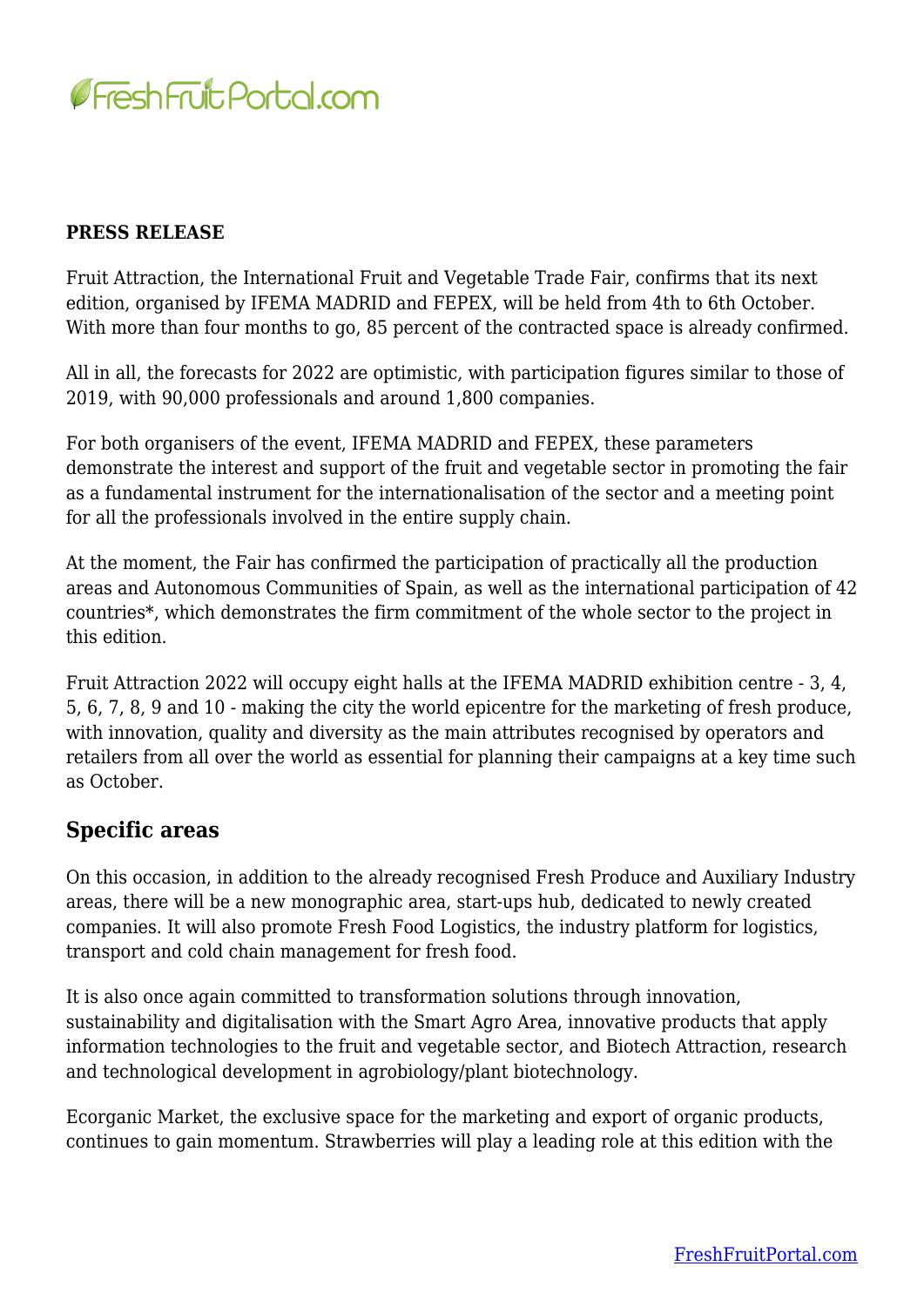**PRESS RELEASE**

Fruit Attraction, the International Fruit and Vegetable Trade Fair, confirms that its next edition, organised by IFEMA MADRID and FEPEX, will be held from 4th to 6th October. With more than four months to go, 85 percent of the contracted space is already confirmed.

All in all, the forecasts for 2022 are optimistic, with participation figures similar to those of 2019, with 90,000 professionals and around 1,800 companies.

For both organisers of the event, IFEMA MADRID and FEPEX, these parameters demonstrate the interest and support of the fruit and vegetable sector in promoting the fair as a fundamental instrument for the internationalisation of the sector and a meeting point for all the professionals involved in the entire supply chain.

At the moment, the Fair has confirmed the participation of practically all the production areas and Autonomous Communities of Spain, as well as the international participation of 42 countries*, which demonstrates the firm commitment of the whole sector to the project in this edition.

Fruit Attraction 2022 will occupy eight halls at the IFEMA MADRID exhibition centre - 3, 4, 5, 6, 7, 8, 9 and 10 - making the city the world epicentre for the marketing of fresh produce, with innovation, quality and diversity as the main attributes recognised by operators and retailers from all over the world as essential for planning their campaigns at a key time such as October.

## Specific areas

On this occasion, in addition to the already recognised Fresh Produce and Auxiliary Industry areas, there will be a new monographic area, start-ups hub, dedicated to newly created companies. It will also promote Fresh Food Logistics, the industry platform for logistics, transport and cold chain management for fresh food.

It is also once again committed to transformation solutions through innovation, sustainability and digitalisation with the Smart Agro Area, innovative products that apply information technologies to the fruit and vegetable sector, and Biotech Attraction, research and technological development in agrobiology/plant biotechnology.

Ecorganic Market, the exclusive space for the marketing and export of organic products, continues to gain momentum. Strawberries will play a leading role at this edition with the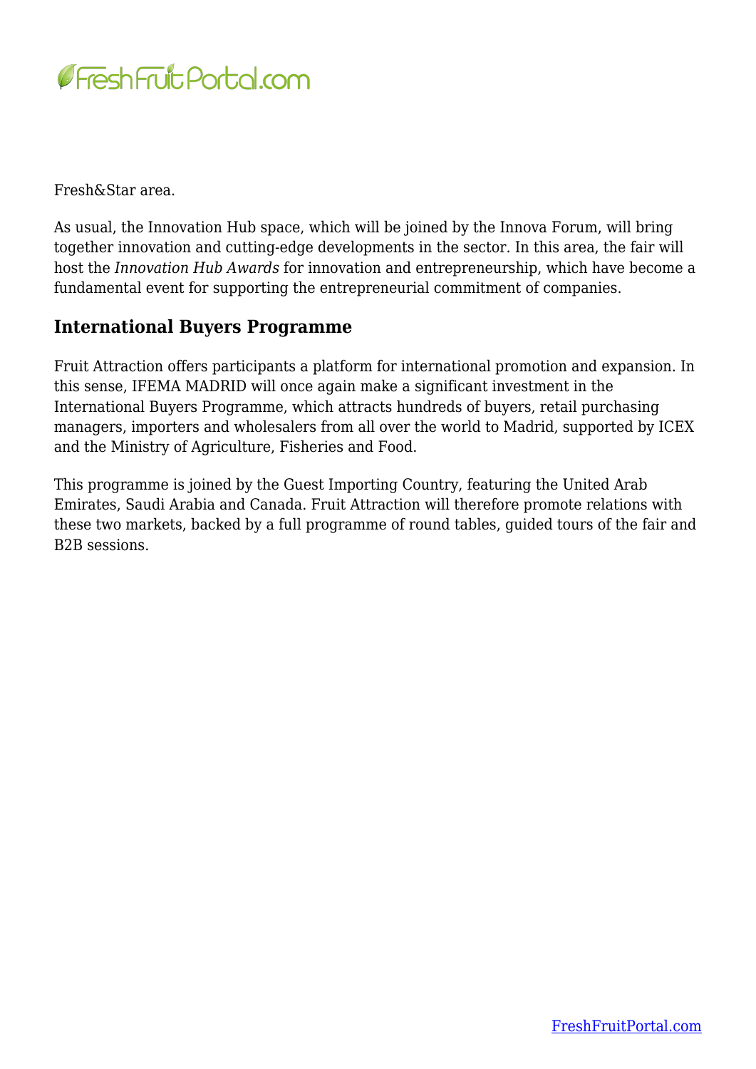Fresh&Star area.

As usual, the Innovation Hub space, which will be joined by the Innova Forum, will bring together innovation and cutting-edge developments in the sector. In this area, the fair will host the *Innovation Hub Awards* for innovation and entrepreneurship, which have become a fundamental event for supporting the entrepreneurial commitment of companies.

## International Buyers Programme

Fruit Attraction offers participants a platform for international promotion and expansion. In this sense, IFEMA MADRID will once again make a significant investment in the International Buyers Programme, which attracts hundreds of buyers, retail purchasing managers, importers and wholesalers from all over the world to Madrid, supported by ICEX and the Ministry of Agriculture, Fisheries and Food.

This programme is joined by the Guest Importing Country, featuring the United Arab Emirates, Saudi Arabia and Canada. Fruit Attraction will therefore promote relations with these two markets, backed by a full programme of round tables, guided tours of the fair and B2B sessions.